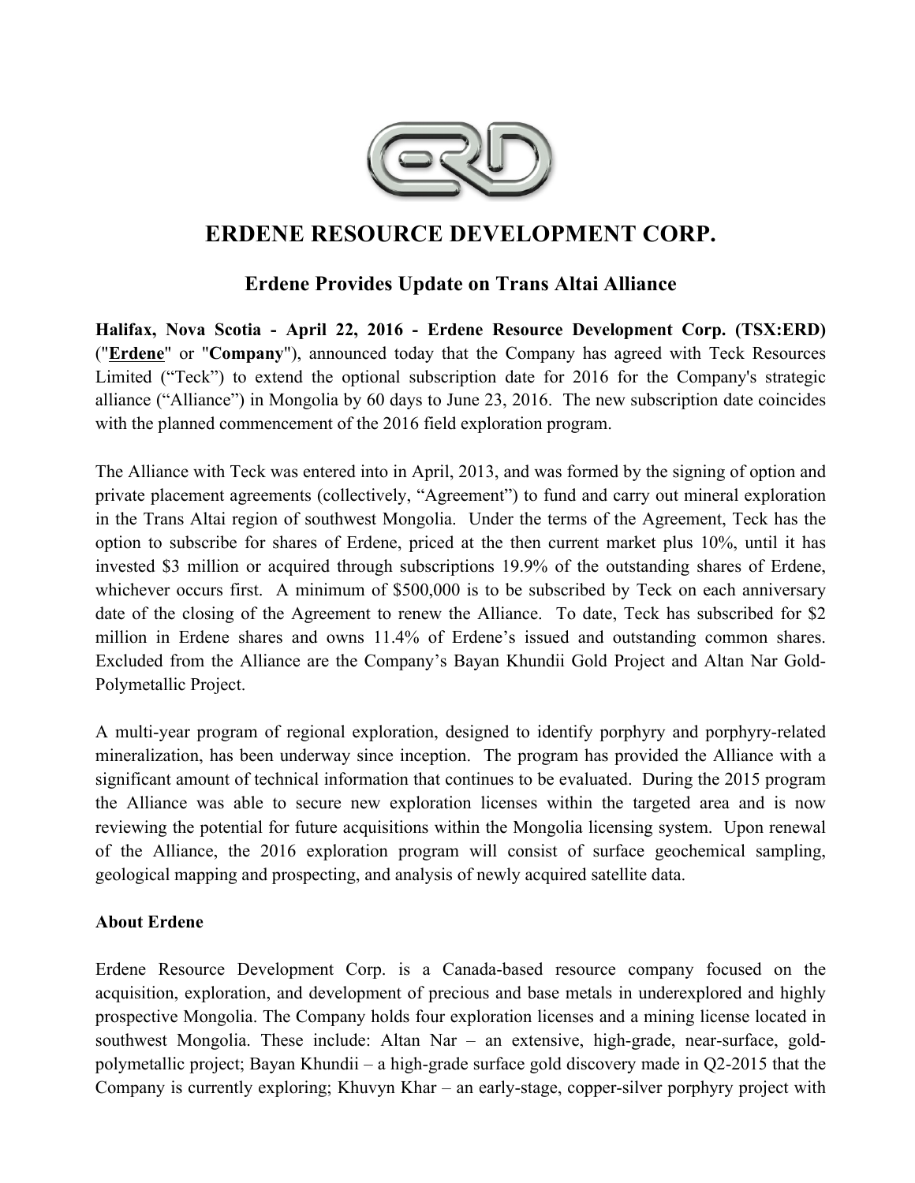# ERDENE RESOURCE DEVELOPMENT CORP.

## Erdene Provides Update on Trans Altai Alliance

**Halifax, Nova Scotia - April 22, 2016 - Erdene Resource Development Corp. (TSX:ERD)** ("**Erdene**" or "**Company**"), announced today that the Company has agreed with Teck Resources Limited ("Teck") to extend the optional subscription date for 2016 for the Company's strategic alliance ("Alliance") in Mongolia by 60 days to June 23, 2016. The new subscription date coincides with the planned commencement of the 2016 field exploration program.

The Alliance with Teck was entered into in April, 2013, and was formed by the signing of option and private placement agreements (collectively, "Agreement") to fund and carry out mineral exploration in the Trans Altai region of southwest Mongolia. Under the terms of the Agreement, Teck has the option to subscribe for shares of Erdene, priced at the then current market plus 10%, until it has invested $3 million or acquired through subscriptions 19.9% of the outstanding shares of Erdene, whichever occurs first. A minimum of $500,000 is to be subscribed by Teck on each anniversary date of the closing of the Agreement to renew the Alliance. To date, Teck has subscribed for $2 million in Erdene shares and owns 11.4% of Erdene's issued and outstanding common shares. Excluded from the Alliance are the Company's Bayan Khundii Gold Project and Altan Nar Gold-Polymetallic Project.

A multi-year program of regional exploration, designed to identify porphyry and porphyry-related mineralization, has been underway since inception. The program has provided the Alliance with a significant amount of technical information that continues to be evaluated. During the 2015 program the Alliance was able to secure new exploration licenses within the targeted area and is now reviewing the potential for future acquisitions within the Mongolia licensing system. Upon renewal of the Alliance, the 2016 exploration program will consist of surface geochemical sampling, geological mapping and prospecting, and analysis of newly acquired satellite data.

**About Erdene**

Erdene Resource Development Corp. is a Canada-based resource company focused on the acquisition, exploration, and development of precious and base metals in underexplored and highly prospective Mongolia. The Company holds four exploration licenses and a mining license located in southwest Mongolia. These include: Altan Nar – an extensive, high-grade, near-surface, gold-polymetallic project; Bayan Khundii – a high-grade surface gold discovery made in Q2-2015 that the Company is currently exploring; Khuvyn Khar – an early-stage, copper-silver porphyry project with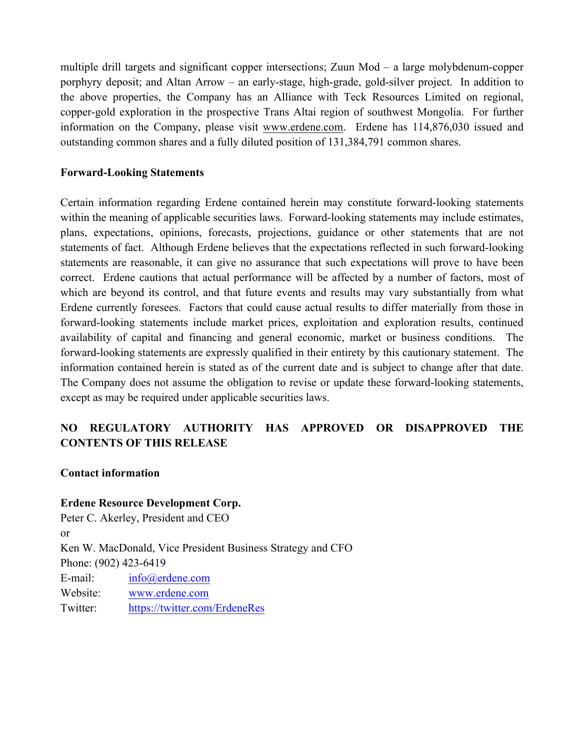multiple drill targets and significant copper intersections; Zuun Mod – a large molybdenum-copper porphyry deposit; and Altan Arrow – an early-stage, high-grade, gold-silver project. In addition to the above properties, the Company has an Alliance with Teck Resources Limited on regional, copper-gold exploration in the prospective Trans Altai region of southwest Mongolia. For further information on the Company, please visit www.erdene.com. Erdene has 114,876,030 issued and outstanding common shares and a fully diluted position of 131,384,791 common shares.

**Forward-Looking Statements**

Certain information regarding Erdene contained herein may constitute forward-looking statements within the meaning of applicable securities laws. Forward-looking statements may include estimates, plans, expectations, opinions, forecasts, projections, guidance or other statements that are not statements of fact. Although Erdene believes that the expectations reflected in such forward-looking statements are reasonable, it can give no assurance that such expectations will prove to have been correct. Erdene cautions that actual performance will be affected by a number of factors, most of which are beyond its control, and that future events and results may vary substantially from what Erdene currently foresees. Factors that could cause actual results to differ materially from those in forward-looking statements include market prices, exploitation and exploration results, continued availability of capital and financing and general economic, market or business conditions. The forward-looking statements are expressly qualified in their entirety by this cautionary statement. The information contained herein is stated as of the current date and is subject to change after that date. The Company does not assume the obligation to revise or update these forward-looking statements, except as may be required under applicable securities laws.

**NO REGULATORY AUTHORITY HAS APPROVED OR DISAPPROVED THE CONTENTS OF THIS RELEASE**

**Contact information**

**Erdene Resource Development Corp.**
Peter C. Akerley, President and CEO
or
Ken W. MacDonald, Vice President Business Strategy and CFO
Phone: (902) 423-6419
E-mail: info@erdene.com
Website: www.erdene.com
Twitter: https://twitter.com/ErdeneRes